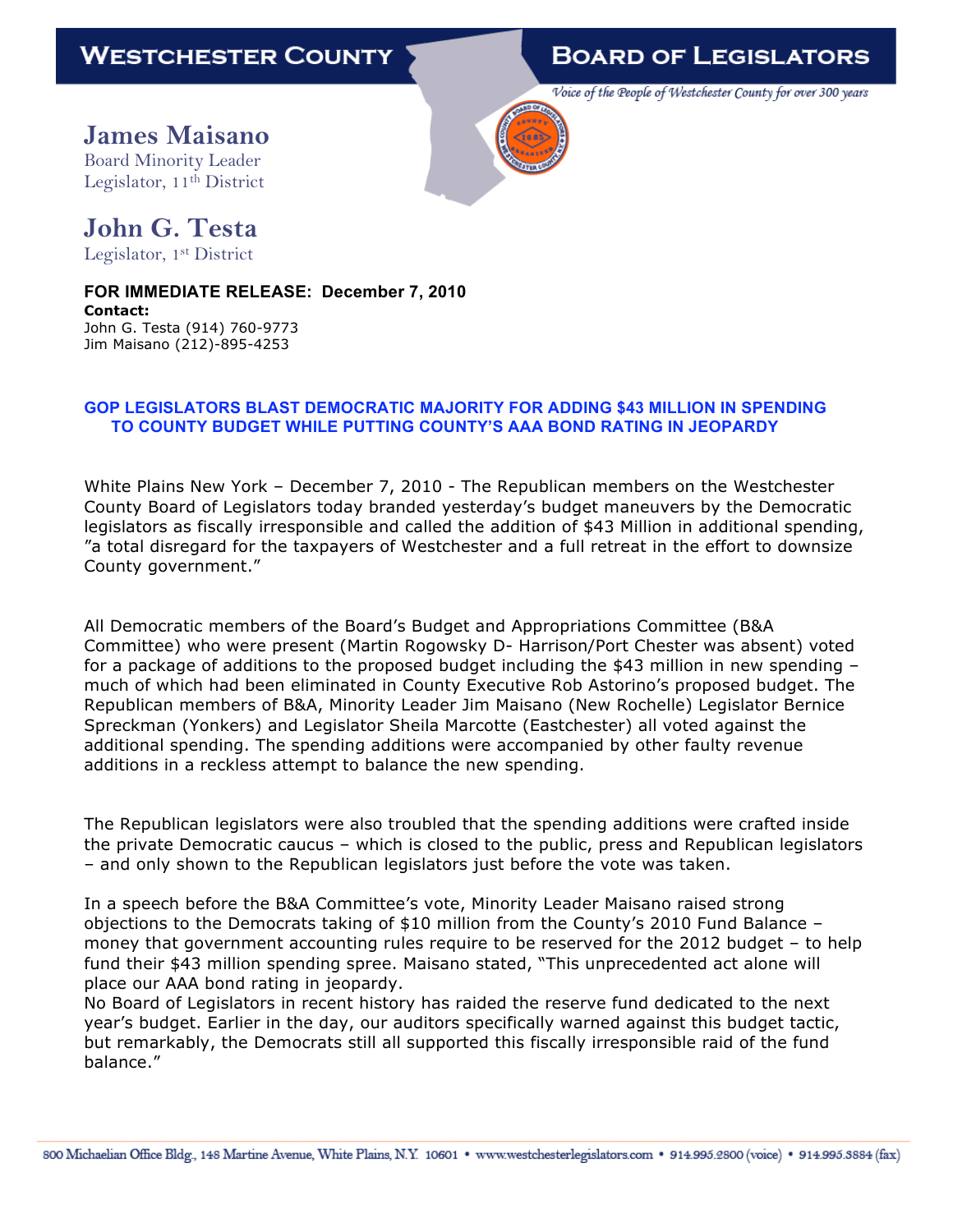# WESTCHESTER COUNTY BOARD OF LEGISLATORS

*Voice of the People of Westchester County for over 300 years*

**James Maisano**
Board Minority Leader
Legislator, 11th District

**John G. Testa**
Legislator, 1st District

**FOR IMMEDIATE RELEASE: December 7, 2010**
**Contact:**
John G. Testa (914) 760-9773
Jim Maisano (212)-895-4253

## GOP LEGISLATORS BLAST DEMOCRATIC MAJORITY FOR ADDING $43 MILLION IN SPENDING TO COUNTY BUDGET WHILE PUTTING COUNTY'S AAA BOND RATING IN JEOPARDY

White Plains New York – December 7, 2010 - The Republican members on the Westchester County Board of Legislators today branded yesterday's budget maneuvers by the Democratic legislators as fiscally irresponsible and called the addition of $43 Million in additional spending, "a total disregard for the taxpayers of Westchester and a full retreat in the effort to downsize County government."

All Democratic members of the Board's Budget and Appropriations Committee (B&A Committee) who were present (Martin Rogowsky D- Harrison/Port Chester was absent) voted for a package of additions to the proposed budget including the $43 million in new spending – much of which had been eliminated in County Executive Rob Astorino's proposed budget. The Republican members of B&A, Minority Leader Jim Maisano (New Rochelle) Legislator Bernice Spreckman (Yonkers) and Legislator Sheila Marcotte (Eastchester) all voted against the additional spending. The spending additions were accompanied by other faulty revenue additions in a reckless attempt to balance the new spending.

The Republican legislators were also troubled that the spending additions were crafted inside the private Democratic caucus – which is closed to the public, press and Republican legislators – and only shown to the Republican legislators just before the vote was taken.

In a speech before the B&A Committee's vote, Minority Leader Maisano raised strong objections to the Democrats taking of $10 million from the County's 2010 Fund Balance – money that government accounting rules require to be reserved for the 2012 budget – to help fund their $43 million spending spree. Maisano stated, "This unprecedented act alone will place our AAA bond rating in jeopardy.
No Board of Legislators in recent history has raided the reserve fund dedicated to the next year's budget. Earlier in the day, our auditors specifically warned against this budget tactic, but remarkably, the Democrats still all supported this fiscally irresponsible raid of the fund balance."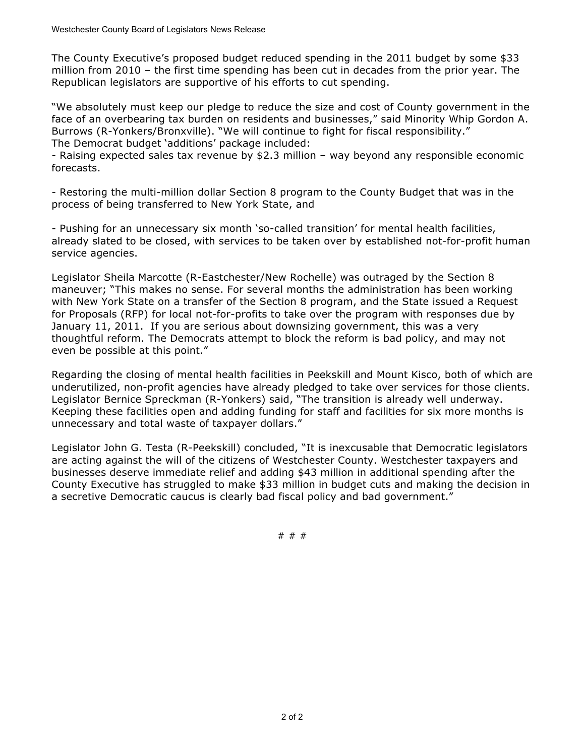The County Executive's proposed budget reduced spending in the 2011 budget by some $33 million from 2010 – the first time spending has been cut in decades from the prior year. The Republican legislators are supportive of his efforts to cut spending.

"We absolutely must keep our pledge to reduce the size and cost of County government in the face of an overbearing tax burden on residents and businesses," said Minority Whip Gordon A. Burrows (R-Yonkers/Bronxville). "We will continue to fight for fiscal responsibility."
The Democrat budget 'additions' package included:

- Raising expected sales tax revenue by $2.3 million – way beyond any responsible economic forecasts.

- Restoring the multi-million dollar Section 8 program to the County Budget that was in the process of being transferred to New York State, and

- Pushing for an unnecessary six month 'so-called transition' for mental health facilities, already slated to be closed, with services to be taken over by established not-for-profit human service agencies.

Legislator Sheila Marcotte (R-Eastchester/New Rochelle) was outraged by the Section 8 maneuver; "This makes no sense. For several months the administration has been working with New York State on a transfer of the Section 8 program, and the State issued a Request for Proposals (RFP) for local not-for-profits to take over the program with responses due by January 11, 2011. If you are serious about downsizing government, this was a very thoughtful reform. The Democrats attempt to block the reform is bad policy, and may not even be possible at this point."

Regarding the closing of mental health facilities in Peekskill and Mount Kisco, both of which are underutilized, non-profit agencies have already pledged to take over services for those clients. Legislator Bernice Spreckman (R-Yonkers) said, "The transition is already well underway. Keeping these facilities open and adding funding for staff and facilities for six more months is unnecessary and total waste of taxpayer dollars."

Legislator John G. Testa (R-Peekskill) concluded, "It is inexcusable that Democratic legislators are acting against the will of the citizens of Westchester County. Westchester taxpayers and businesses deserve immediate relief and adding $43 million in additional spending after the County Executive has struggled to make $33 million in budget cuts and making the decision in a secretive Democratic caucus is clearly bad fiscal policy and bad government."

# # #